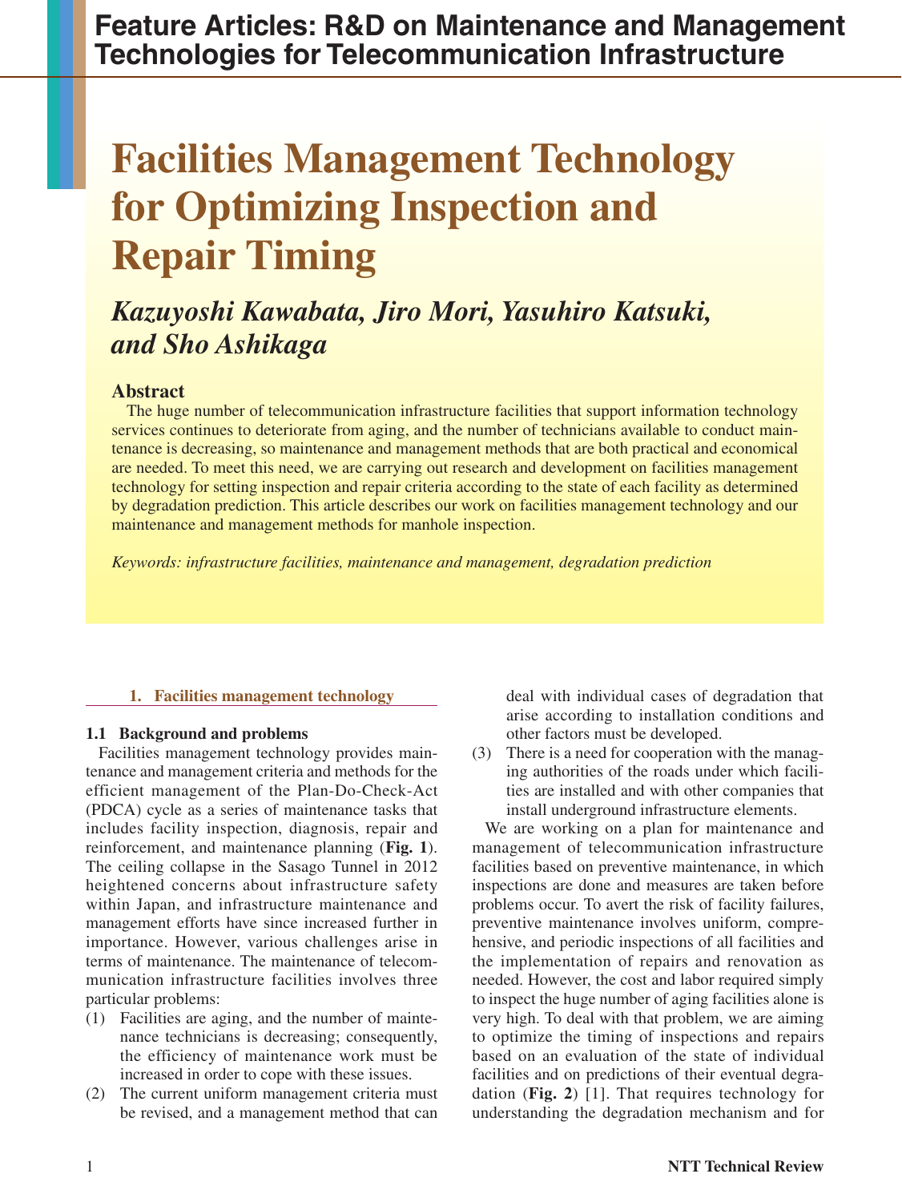Feature Articles: R&D on Maintenance and Management Technologies for Telecommunication Infrastructure

# Facilities Management Technology for Optimizing Inspection and Repair Timing

*Kazuyoshi Kawabata, Jiro Mori, Yasuhiro Katsuki, and Sho Ashikaga*

## Abstract

The huge number of telecommunication infrastructure facilities that support information technology services continues to deteriorate from aging, and the number of technicians available to conduct maintenance is decreasing, so maintenance and management methods that are both practical and economical are needed. To meet this need, we are carrying out research and development on facilities management technology for setting inspection and repair criteria according to the state of each facility as determined by degradation prediction. This article describes our work on facilities management technology and our maintenance and management methods for manhole inspection.

*Keywords: infrastructure facilities, maintenance and management, degradation prediction*

## 1. Facilities management technology

### 1.1 Background and problems

Facilities management technology provides maintenance and management criteria and methods for the efficient management of the Plan-Do-Check-Act (PDCA) cycle as a series of maintenance tasks that includes facility inspection, diagnosis, repair and reinforcement, and maintenance planning (**Fig. 1**). The ceiling collapse in the Sasago Tunnel in 2012 heightened concerns about infrastructure safety within Japan, and infrastructure maintenance and management efforts have since increased further in importance. However, various challenges arise in terms of maintenance. The maintenance of telecommunication infrastructure facilities involves three particular problems:

(1) Facilities are aging, and the number of maintenance technicians is decreasing; consequently, the efficiency of maintenance work must be increased in order to cope with these issues.

(2) The current uniform management criteria must be revised, and a management method that can deal with individual cases of degradation that arise according to installation conditions and other factors must be developed.

(3) There is a need for cooperation with the managing authorities of the roads under which facilities are installed and with other companies that install underground infrastructure elements.

We are working on a plan for maintenance and management of telecommunication infrastructure facilities based on preventive maintenance, in which inspections are done and measures are taken before problems occur. To avert the risk of facility failures, preventive maintenance involves uniform, comprehensive, and periodic inspections of all facilities and the implementation of repairs and renovation as needed. However, the cost and labor required simply to inspect the huge number of aging facilities alone is very high. To deal with that problem, we are aiming to optimize the timing of inspections and repairs based on an evaluation of the state of individual facilities and on predictions of their eventual degradation (**Fig. 2**) [1]. That requires technology for understanding the degradation mechanism and for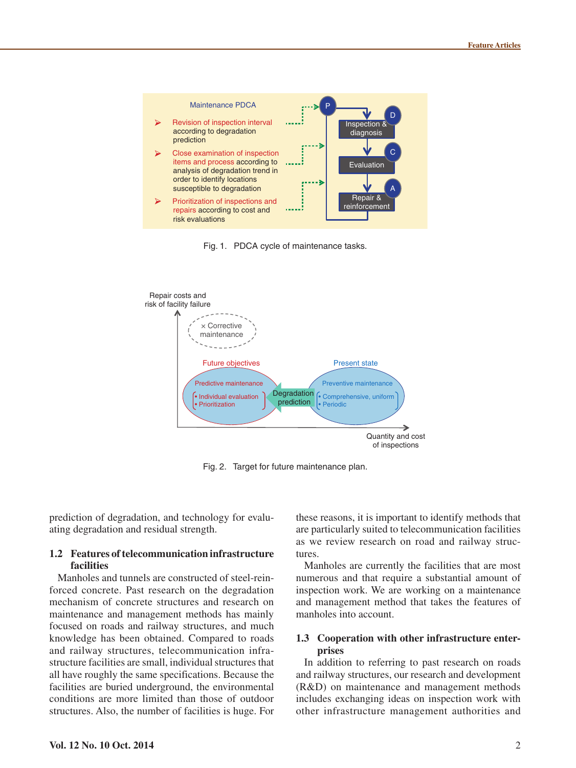Fig. 1. PDCA cycle of maintenance tasks.

Fig. 2. Target for future maintenance plan.

prediction of degradation, and technology for evaluating degradation and residual strength.

### 1.2 Features of telecommunication infrastructure facilities

Manholes and tunnels are constructed of steel-reinforced concrete. Past research on the degradation mechanism of concrete structures and research on maintenance and management methods has mainly focused on roads and railway structures, and much knowledge has been obtained. Compared to roads and railway structures, telecommunication infrastructure facilities are small, individual structures that all have roughly the same specifications. Because the facilities are buried underground, the environmental conditions are more limited than those of outdoor structures. Also, the number of facilities is huge. For these reasons, it is important to identify methods that are particularly suited to telecommunication facilities as we review research on road and railway structures.

Manholes are currently the facilities that are most numerous and that require a substantial amount of inspection work. We are working on a maintenance and management method that takes the features of manholes into account.

### 1.3 Cooperation with other infrastructure enterprises

In addition to referring to past research on roads and railway structures, our research and development (R&D) on maintenance and management methods includes exchanging ideas on inspection work with other infrastructure management authorities and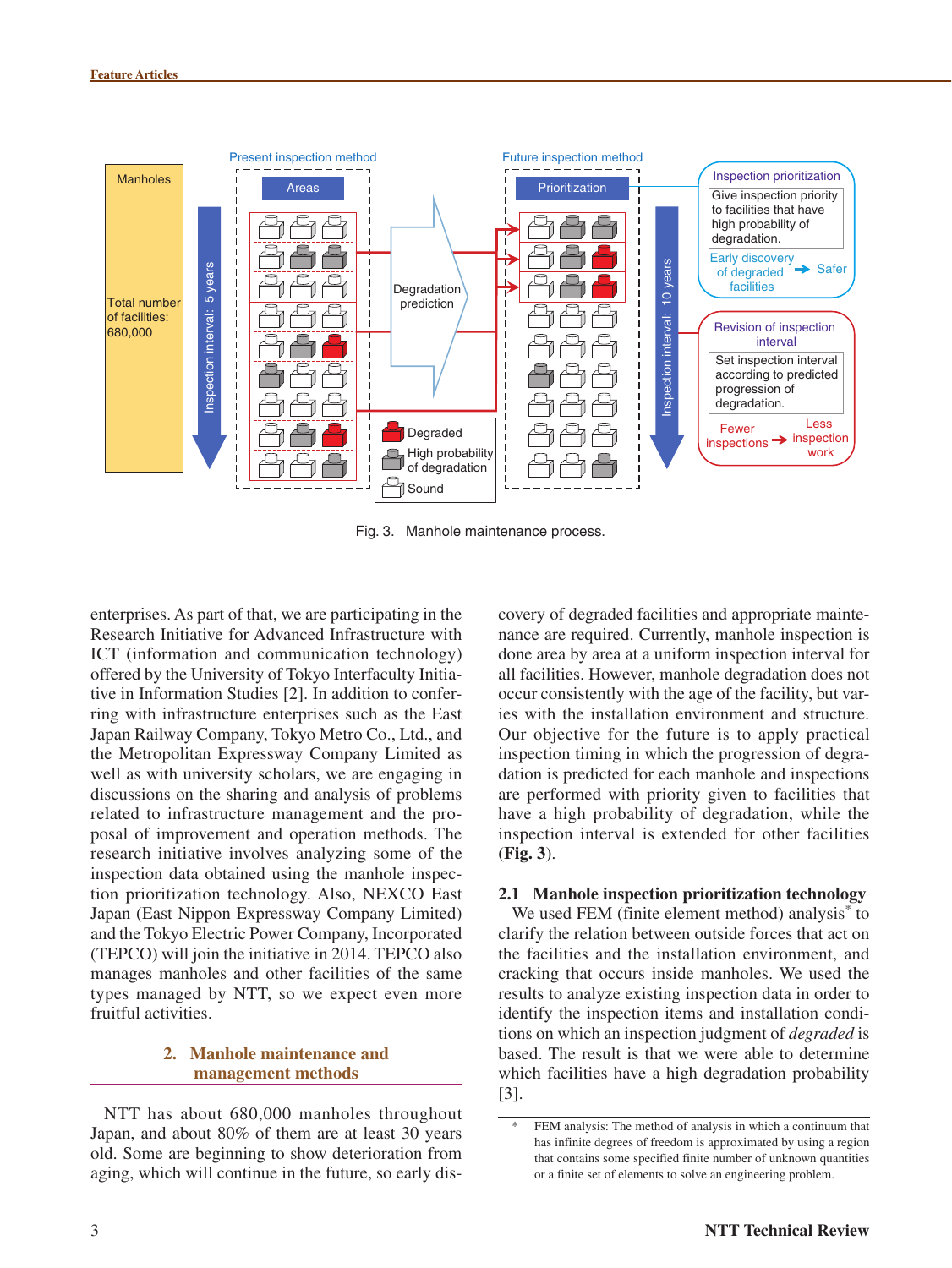Fig. 3. Manhole maintenance process.

enterprises. As part of that, we are participating in the Research Initiative for Advanced Infrastructure with ICT (information and communication technology) offered by the University of Tokyo Interfaculty Initiative in Information Studies [2]. In addition to conferring with infrastructure enterprises such as the East Japan Railway Company, Tokyo Metro Co., Ltd., and the Metropolitan Expressway Company Limited as well as with university scholars, we are engaging in discussions on the sharing and analysis of problems related to infrastructure management and the proposal of improvement and operation methods. The research initiative involves analyzing some of the inspection data obtained using the manhole inspection prioritization technology. Also, NEXCO East Japan (East Nippon Expressway Company Limited) and the Tokyo Electric Power Company, Incorporated (TEPCO) will join the initiative in 2014. TEPCO also manages manholes and other facilities of the same types managed by NTT, so we expect even more fruitful activities.

## 2. Manhole maintenance and management methods

NTT has about 680,000 manholes throughout Japan, and about 80% of them are at least 30 years old. Some are beginning to show deterioration from aging, which will continue in the future, so early discovery of degraded facilities and appropriate maintenance are required. Currently, manhole inspection is done area by area at a uniform inspection interval for all facilities. However, manhole degradation does not occur consistently with the age of the facility, but varies with the installation environment and structure. Our objective for the future is to apply practical inspection timing in which the progression of degradation is predicted for each manhole and inspections are performed with priority given to facilities that have a high probability of degradation, while the inspection interval is extended for other facilities (**Fig. 3**).

### 2.1 Manhole inspection prioritization technology

We used FEM (finite element method) analysis* to clarify the relation between outside forces that act on the facilities and the installation environment, and cracking that occurs inside manholes. We used the results to analyze existing inspection data in order to identify the inspection items and installation conditions on which an inspection judgment of *degraded* is based. The result is that we were able to determine which facilities have a high degradation probability [3].

\* FEM analysis: The method of analysis in which a continuum that has infinite degrees of freedom is approximated by using a region that contains some specified finite number of unknown quantities or a finite set of elements to solve an engineering problem.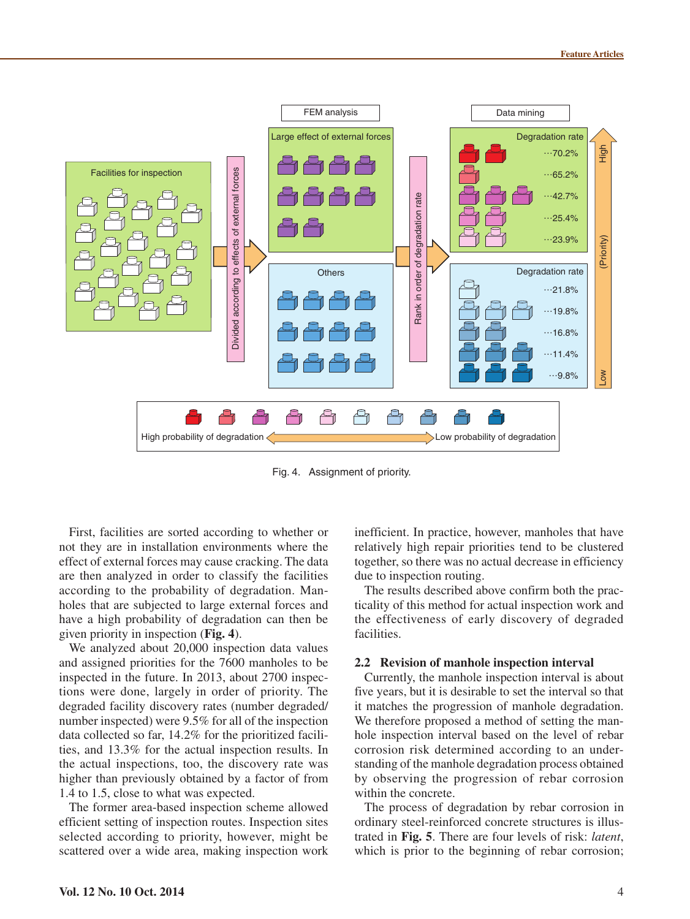Fig. 4. Assignment of priority.

First, facilities are sorted according to whether or not they are in installation environments where the effect of external forces may cause cracking. The data are then analyzed in order to classify the facilities according to the probability of degradation. Manholes that are subjected to large external forces and have a high probability of degradation can then be given priority in inspection (**Fig. 4**).

We analyzed about 20,000 inspection data values and assigned priorities for the 7600 manholes to be inspected in the future. In 2013, about 2700 inspections were done, largely in order of priority. The degraded facility discovery rates (number degraded/number inspected) were 9.5% for all of the inspection data collected so far, 14.2% for the prioritized facilities, and 13.3% for the actual inspection results. In the actual inspections, too, the discovery rate was higher than previously obtained by a factor of from 1.4 to 1.5, close to what was expected.

The former area-based inspection scheme allowed efficient setting of inspection routes. Inspection sites selected according to priority, however, might be scattered over a wide area, making inspection work inefficient. In practice, however, manholes that have relatively high repair priorities tend to be clustered together, so there was no actual decrease in efficiency due to inspection routing.

The results described above confirm both the practicality of this method for actual inspection work and the effectiveness of early discovery of degraded facilities.

### 2.2 Revision of manhole inspection interval

Currently, the manhole inspection interval is about five years, but it is desirable to set the interval so that it matches the progression of manhole degradation. We therefore proposed a method of setting the manhole inspection interval based on the level of rebar corrosion risk determined according to an understanding of the manhole degradation process obtained by observing the progression of rebar corrosion within the concrete.

The process of degradation by rebar corrosion in ordinary steel-reinforced concrete structures is illustrated in **Fig. 5**. There are four levels of risk: *latent*, which is prior to the beginning of rebar corrosion;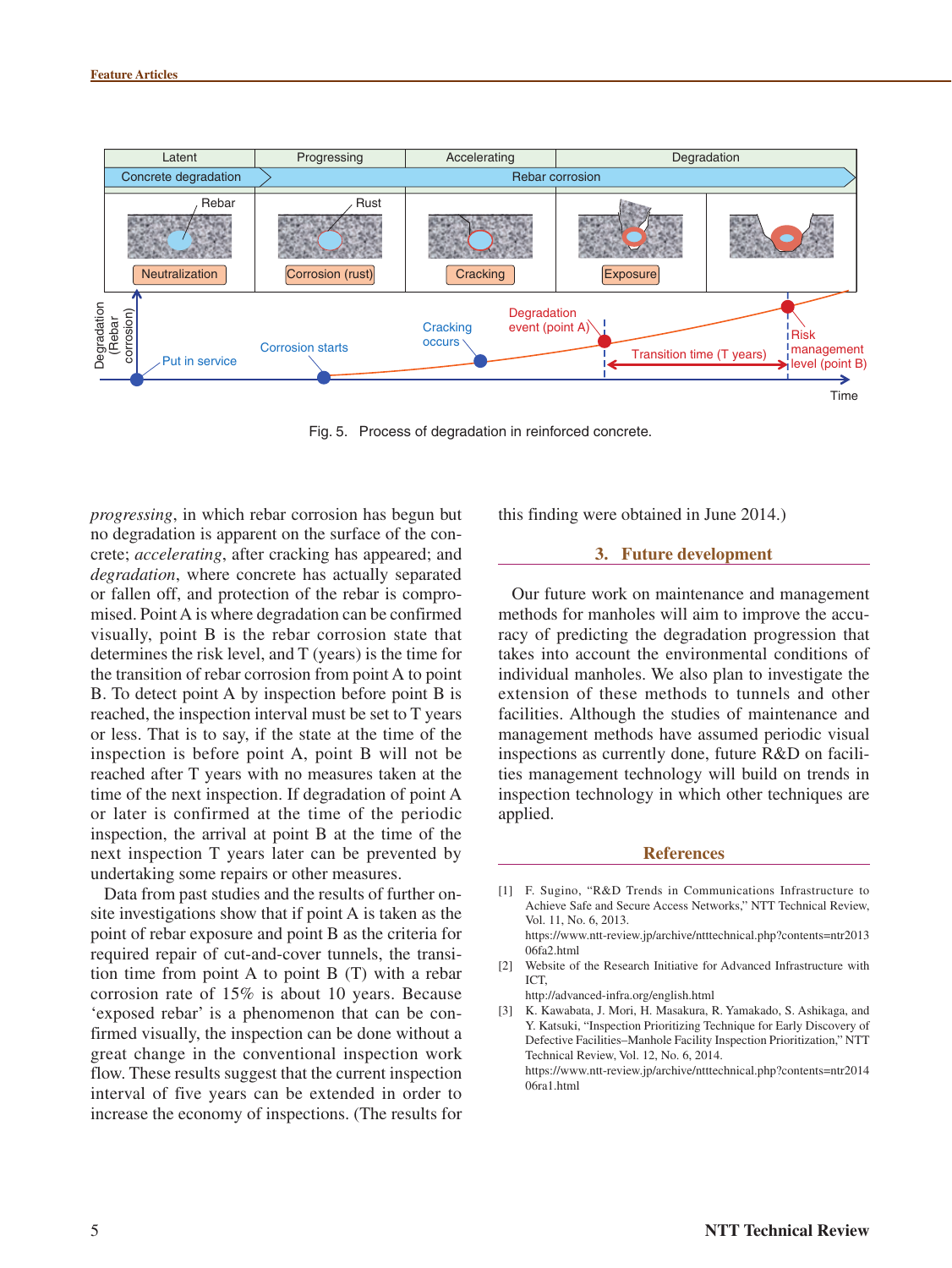Fig. 5. Process of degradation in reinforced concrete.

*progressing*, in which rebar corrosion has begun but no degradation is apparent on the surface of the concrete; *accelerating*, after cracking has appeared; and *degradation*, where concrete has actually separated or fallen off, and protection of the rebar is compromised. Point A is where degradation can be confirmed visually, point B is the rebar corrosion state that determines the risk level, and T (years) is the time for the transition of rebar corrosion from point A to point B. To detect point A by inspection before point B is reached, the inspection interval must be set to T years or less. That is to say, if the state at the time of the inspection is before point A, point B will not be reached after T years with no measures taken at the time of the next inspection. If degradation of point A or later is confirmed at the time of the periodic inspection, the arrival at point B at the time of the next inspection T years later can be prevented by undertaking some repairs or other measures.

Data from past studies and the results of further on-site investigations show that if point A is taken as the point of rebar exposure and point B as the criteria for required repair of cut-and-cover tunnels, the transition time from point A to point B (T) with a rebar corrosion rate of 15% is about 10 years. Because 'exposed rebar' is a phenomenon that can be confirmed visually, the inspection can be done without a great change in the conventional inspection work flow. These results suggest that the current inspection interval of five years can be extended in order to increase the economy of inspections. (The results for this finding were obtained in June 2014.)

## 3. Future development

Our future work on maintenance and management methods for manholes will aim to improve the accuracy of predicting the degradation progression that takes into account the environmental conditions of individual manholes. We also plan to investigate the extension of these methods to tunnels and other facilities. Although the studies of maintenance and management methods have assumed periodic visual inspections as currently done, future R&D on facilities management technology will build on trends in inspection technology in which other techniques are applied.

## References

[1] F. Sugino, "R&D Trends in Communications Infrastructure to Achieve Safe and Secure Access Networks," NTT Technical Review, Vol. 11, No. 6, 2013.
https://www.ntt-review.jp/archive/ntttechnical.php?contents=ntr201306fa2.html

[2] Website of the Research Initiative for Advanced Infrastructure with ICT,
http://advanced-infra.org/english.html

[3] K. Kawabata, J. Mori, H. Masakura, R. Yamakado, S. Ashikaga, and Y. Katsuki, "Inspection Prioritizing Technique for Early Discovery of Defective Facilities–Manhole Facility Inspection Prioritization," NTT Technical Review, Vol. 12, No. 6, 2014.
https://www.ntt-review.jp/archive/ntttechnical.php?contents=ntr201406ra1.html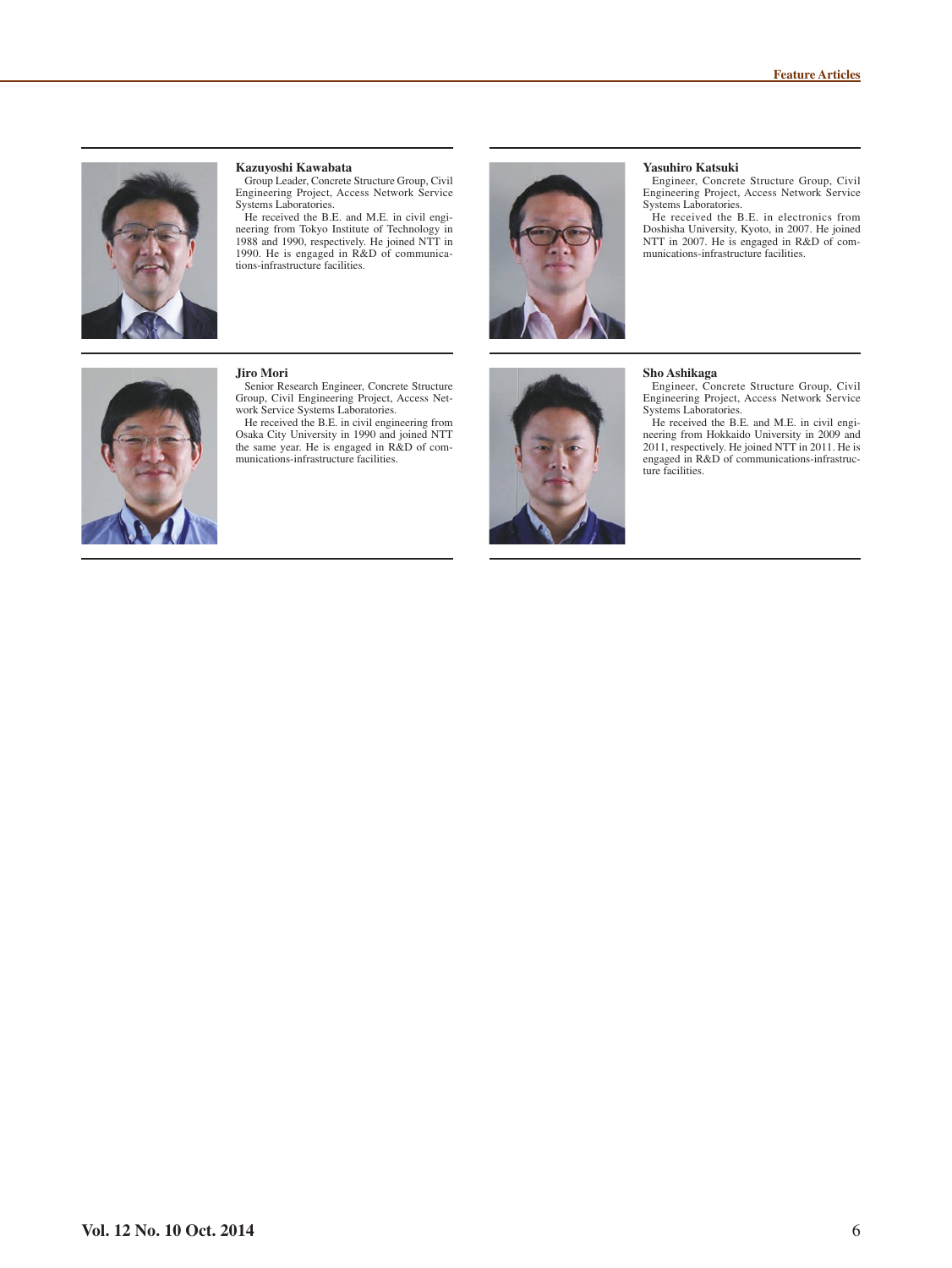**Kazuyoshi Kawabata**

Group Leader, Concrete Structure Group, Civil Engineering Project, Access Network Service Systems Laboratories.

He received the B.E. and M.E. in civil engineering from Tokyo Institute of Technology in 1988 and 1990, respectively. He joined NTT in 1990. He is engaged in R&D of communications-infrastructure facilities.

**Yasuhiro Katsuki**

Engineer, Concrete Structure Group, Civil Engineering Project, Access Network Service Systems Laboratories.

He received the B.E. in electronics from Doshisha University, Kyoto, in 2007. He joined NTT in 2007. He is engaged in R&D of communications-infrastructure facilities.

**Jiro Mori**

Senior Research Engineer, Concrete Structure Group, Civil Engineering Project, Access Network Service Systems Laboratories.

He received the B.E. in civil engineering from Osaka City University in 1990 and joined NTT the same year. He is engaged in R&D of communications-infrastructure facilities.

**Sho Ashikaga**

Engineer, Concrete Structure Group, Civil Engineering Project, Access Network Service Systems Laboratories.

He received the B.E. and M.E. in civil engineering from Hokkaido University in 2009 and 2011, respectively. He joined NTT in 2011. He is engaged in R&D of communications-infrastructure facilities.